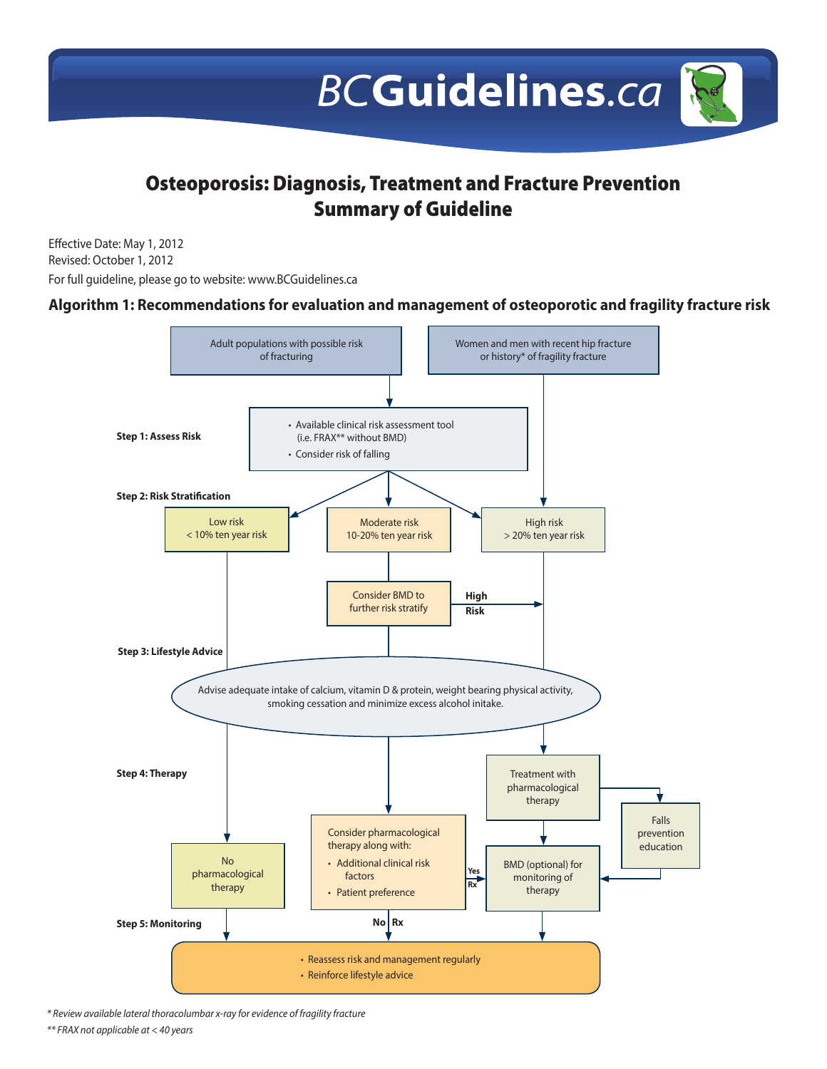BCGuidelines.ca

# Osteoporosis: Diagnosis, Treatment and Fracture Prevention
# Summary of Guideline

Effective Date: May 1, 2012
Revised: October 1, 2012
For full guideline, please go to website: www.BCGuidelines.ca

## Algorithm 1: Recommendations for evaluation and management of osteoporotic and fragility fracture risk

Adult populations with possible risk of fracturing

Women and men with recent hip fracture or history* of fragility fracture

**Step 1: Assess Risk**

- Available clinical risk assessment tool (i.e. FRAX** without BMD)
- Consider risk of falling

**Step 2: Risk Stratification**

Low risk
< 10% ten year risk

Moderate risk
10-20% ten year risk

High risk
> 20% ten year risk

Consider BMD to further risk stratify

**High Risk**

**Step 3: Lifestyle Advice**

Advise adequate intake of calcium, vitamin D & protein, weight bearing physical activity, smoking cessation and minimize excess alcohol initake.

**Step 4: Therapy**

Treatment with pharmacological therapy

Falls prevention education

No pharmacological therapy

Consider pharmacological therapy along with:
- Additional clinical risk factors
- Patient preference

**Yes Rx**

BMD (optional) for monitoring of therapy

**Step 5: Monitoring**

**No Rx**

- Reassess risk and management regularly
- Reinforce lifestyle advice

*\* Review available lateral thoracolumbar x-ray for evidence of fragility fracture*

*\*\* FRAX not applicable at < 40 years*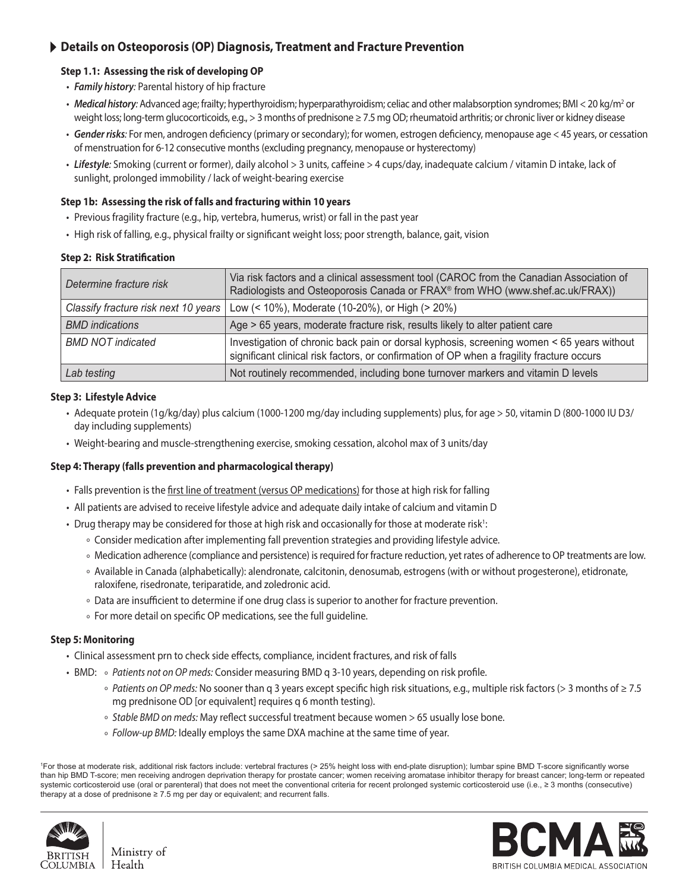## Details on Osteoporosis (OP) Diagnosis, Treatment and Fracture Prevention

### Step 1.1: Assessing the risk of developing OP

- ***Family history:*** Parental history of hip fracture
- ***Medical history:*** Advanced age; frailty; hyperthyroidism; hyperparathyroidism; celiac and other malabsorption syndromes; BMI < 20 kg/m$^2$ or weight loss; long-term glucocorticoids, e.g., > 3 months of prednisone ≥ 7.5 mg OD; rheumatoid arthritis; or chronic liver or kidney disease
- ***Gender risks:*** For men, androgen deficiency (primary or secondary); for women, estrogen deficiency, menopause age < 45 years, or cessation of menstruation for 6-12 consecutive months (excluding pregnancy, menopause or hysterectomy)
- ***Lifestyle:*** Smoking (current or former), daily alcohol > 3 units, caffeine > 4 cups/day, inadequate calcium / vitamin D intake, lack of sunlight, prolonged immobility / lack of weight-bearing exercise

### Step 1b: Assessing the risk of falls and fracturing within 10 years

- Previous fragility fracture (e.g., hip, vertebra, humerus, wrist) or fall in the past year
- High risk of falling, e.g., physical frailty or significant weight loss; poor strength, balance, gait, vision

### Step 2: Risk Stratification

| | |
|---|---|
| *Determine fracture risk* | Via risk factors and a clinical assessment tool (CAROC from the Canadian Association of Radiologists and Osteoporosis Canada or FRAX® from WHO (www.shef.ac.uk/FRAX)) |
| *Classify fracture risk next 10 years* | Low (< 10%), Moderate (10-20%), or High (> 20%) |
| *BMD indications* | Age > 65 years, moderate fracture risk, results likely to alter patient care |
| *BMD NOT indicated* | Investigation of chronic back pain or dorsal kyphosis, screening women < 65 years without significant clinical risk factors, or confirmation of OP when a fragility fracture occurs |
| *Lab testing* | Not routinely recommended, including bone turnover markers and vitamin D levels |

### Step 3: Lifestyle Advice

- Adequate protein (1g/kg/day) plus calcium (1000-1200 mg/day including supplements) plus, for age > 50, vitamin D (800-1000 IU D3/day including supplements)
- Weight-bearing and muscle-strengthening exercise, smoking cessation, alcohol max of 3 units/day

### Step 4: Therapy (falls prevention and pharmacological therapy)

- Falls prevention is the first line of treatment (versus OP medications) for those at high risk for falling
- All patients are advised to receive lifestyle advice and adequate daily intake of calcium and vitamin D
- Drug therapy may be considered for those at high risk and occasionally for those at moderate risk[1]:
  - Consider medication after implementing fall prevention strategies and providing lifestyle advice.
  - Medication adherence (compliance and persistence) is required for fracture reduction, yet rates of adherence to OP treatments are low.
  - Available in Canada (alphabetically): alendronate, calcitonin, denosumab, estrogens (with or without progesterone), etidronate, raloxifene, risedronate, teriparatide, and zoledronic acid.
  - Data are insufficient to determine if one drug class is superior to another for fracture prevention.
  - For more detail on specific OP medications, see the full guideline.

### Step 5: Monitoring

- Clinical assessment prn to check side effects, compliance, incident fractures, and risk of falls
- BMD:
  - *Patients not on OP meds:* Consider measuring BMD q 3-10 years, depending on risk profile.
  - *Patients on OP meds:* No sooner than q 3 years except specific high risk situations, e.g., multiple risk factors (> 3 months of ≥ 7.5 mg prednisone OD [or equivalent] requires q 6 month testing).
  - *Stable BMD on meds:* May reflect successful treatment because women > 65 usually lose bone.
  - *Follow-up BMD:* Ideally employs the same DXA machine at the same time of year.

[1]For those at moderate risk, additional risk factors include: vertebral fractures (> 25% height loss with end-plate disruption); lumbar spine BMD T-score significantly worse than hip BMD T-score; men receiving androgen deprivation therapy for prostate cancer; women receiving aromatase inhibitor therapy for breast cancer; long-term or repeated systemic corticosteroid use (oral or parenteral) that does not meet the conventional criteria for recent prolonged systemic corticosteroid use (i.e., ≥ 3 months (consecutive) therapy at a dose of prednisone ≥ 7.5 mg per day or equivalent; and recurrent falls.

British Columbia Ministry of Health

BCMA British Columbia Medical Association